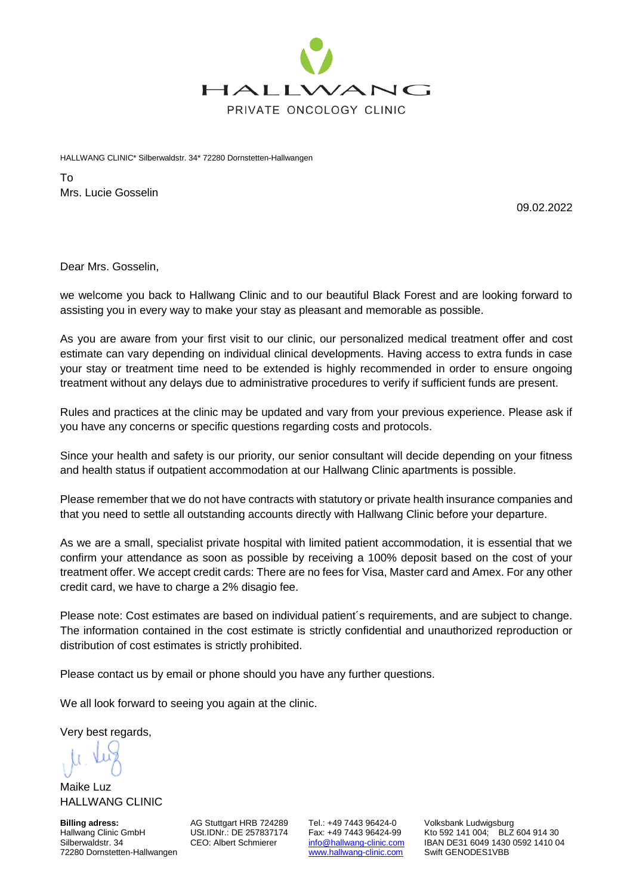HALLWANG

PRIVATE ONCOLOGY CLINIC

HALLWANG CLINIC* Silberwaldstr. 34* 72280 Dornstetten-Hallwangen

To
Mrs. Lucie Gosselin

09.02.2022

Dear Mrs. Gosselin,

we welcome you back to Hallwang Clinic and to our beautiful Black Forest and are looking forward to assisting you in every way to make your stay as pleasant and memorable as possible.

As you are aware from your first visit to our clinic, our personalized medical treatment offer and cost estimate can vary depending on individual clinical developments. Having access to extra funds in case your stay or treatment time need to be extended is highly recommended in order to ensure ongoing treatment without any delays due to administrative procedures to verify if sufficient funds are present.

Rules and practices at the clinic may be updated and vary from your previous experience. Please ask if you have any concerns or specific questions regarding costs and protocols.

Since your health and safety is our priority, our senior consultant will decide depending on your fitness and health status if outpatient accommodation at our Hallwang Clinic apartments is possible.

Please remember that we do not have contracts with statutory or private health insurance companies and that you need to settle all outstanding accounts directly with Hallwang Clinic before your departure.

As we are a small, specialist private hospital with limited patient accommodation, it is essential that we confirm your attendance as soon as possible by receiving a 100% deposit based on the cost of your treatment offer. We accept credit cards: There are no fees for Visa, Master card and Amex. For any other credit card, we have to charge a 2% disagio fee.

Please note: Cost estimates are based on individual patient´s requirements, and are subject to change. The information contained in the cost estimate is strictly confidential and unauthorized reproduction or distribution of cost estimates is strictly prohibited.

Please contact us by email or phone should you have any further questions.

We all look forward to seeing you again at the clinic.

Very best regards,

Maike Luz
HALLWANG CLINIC

**Billing adress:**
Hallwang Clinic GmbH
Silberwaldstr. 34
72280 Dornstetten-Hallwangen

AG Stuttgart HRB 724289
USt.IDNr.: DE 257837174
CEO: Albert Schmierer

Tel.: +49 7443 96424-0
Fax: +49 7443 96424-99
info@hallwang-clinic.com
www.hallwang-clinic.com

Volksbank Ludwigsburg
Kto 592 141 004; BLZ 604 914 30
IBAN DE31 6049 1430 0592 1410 04
Swift GENODES1VBB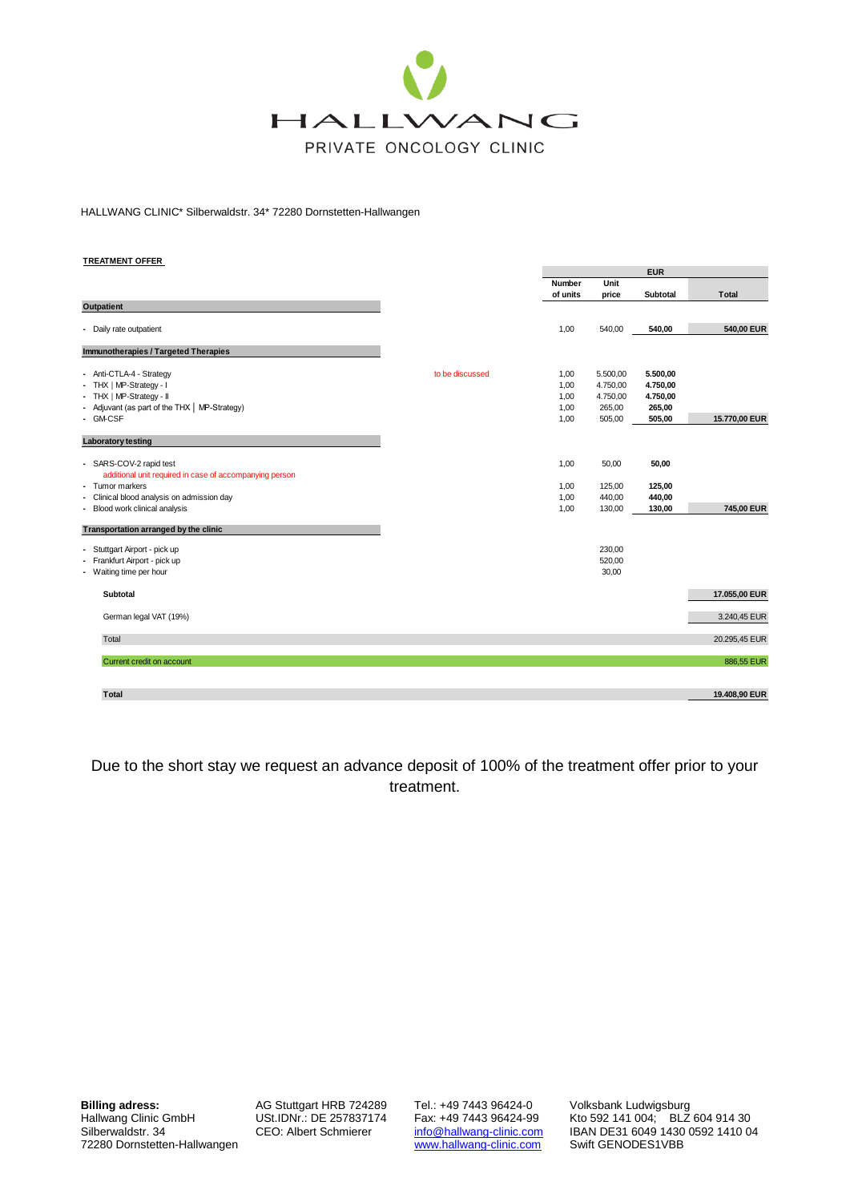# HALLWANG

PRIVATE ONCOLOGY CLINIC

HALLWANG CLINIC* Silberwaldstr. 34* 72280 Dornstetten-Hallwangen

**TREATMENT OFFER**

| | | EUR | | | |
|---|---|---|---|---|---|
| | | **Number of units** | **Unit price** | **Subtotal** | **Total** |
| **Outpatient** | | | | | |
| - Daily rate outpatient | | 1,00 | 540,00 | **540,00** | **540,00 EUR** |
| **Immunotherapies / Targeted Therapies** | | | | | |
| - Anti-CTLA-4 - Strategy | to be discussed | 1,00 | 5.500,00 | **5.500,00** | |
| - THX │ MP-Strategy - I | | 1,00 | 4.750,00 | **4.750,00** | |
| - THX │ MP-Strategy - II | | 1,00 | 4.750,00 | **4.750,00** | |
| - Adjuvant (as part of the THX │ MP-Strategy) | | 1,00 | 265,00 | **265,00** | |
| - GM-CSF | | 1,00 | 505,00 | **505,00** | **15.770,00 EUR** |
| **Laboratory testing** | | | | | |
| - SARS-COV-2 rapid test<br>additional unit required in case of accompanying person | | 1,00 | 50,00 | **50,00** | |
| - Tumor markers | | 1,00 | 125,00 | **125,00** | |
| - Clinical blood analysis on admission day | | 1,00 | 440,00 | **440,00** | |
| - Blood work clinical analysis | | 1,00 | 130,00 | **130,00** | **745,00 EUR** |
| **Transportation arranged by the clinic** | | | | | |
| - Stuttgart Airport - pick up | | | 230,00 | | |
| - Frankfurt Airport - pick up | | | 520,00 | | |
| - Waiting time per hour | | | 30,00 | | |
| **Subtotal** | | | | | **17.055,00 EUR** |
| German legal VAT (19%) | | | | | 3.240,45 EUR |
| Total | | | | | 20.295,45 EUR |
| Current credit on account | | | | | 886,55 EUR |
| **Total** | | | | | **19.408,90 EUR** |

Due to the short stay we request an advance deposit of 100% of the treatment offer prior to your treatment.

**Billing adress:**
Hallwang Clinic GmbH
Silberwaldstr. 34
72280 Dornstetten-Hallwangen

AG Stuttgart HRB 724289
USt.IDNr.: DE 257837174
CEO: Albert Schmierer

Tel.: +49 7443 96424-0
Fax: +49 7443 96424-99
info@hallwang-clinic.com
www.hallwang-clinic.com

Volksbank Ludwigsburg
Kto 592 141 004; BLZ 604 914 30
IBAN DE31 6049 1430 0592 1410 04
Swift GENODES1VBB